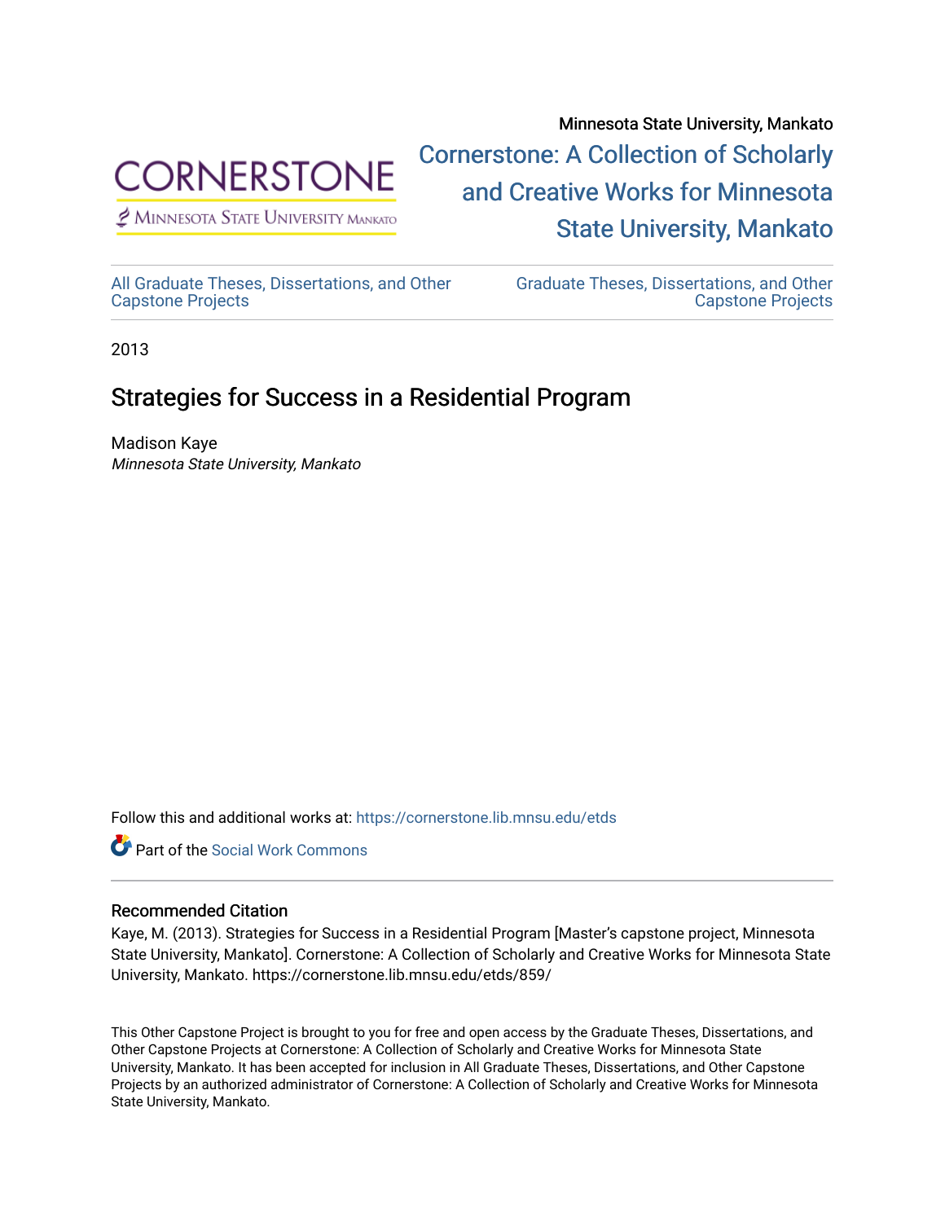Minnesota State University, Mankato

Cornerstone: A Collection of Scholarly and Creative Works for Minnesota State University, Mankato

All Graduate Theses, Dissertations, and Other Capstone Projects

Graduate Theses, Dissertations, and Other Capstone Projects

2013

# Strategies for Success in a Residential Program

Madison Kaye
*Minnesota State University, Mankato*

Follow this and additional works at: https://cornerstone.lib.mnsu.edu/etds

Part of the Social Work Commons

## Recommended Citation

Kaye, M. (2013). Strategies for Success in a Residential Program [Master's capstone project, Minnesota State University, Mankato]. Cornerstone: A Collection of Scholarly and Creative Works for Minnesota State University, Mankato. https://cornerstone.lib.mnsu.edu/etds/859/

This Other Capstone Project is brought to you for free and open access by the Graduate Theses, Dissertations, and Other Capstone Projects at Cornerstone: A Collection of Scholarly and Creative Works for Minnesota State University, Mankato. It has been accepted for inclusion in All Graduate Theses, Dissertations, and Other Capstone Projects by an authorized administrator of Cornerstone: A Collection of Scholarly and Creative Works for Minnesota State University, Mankato.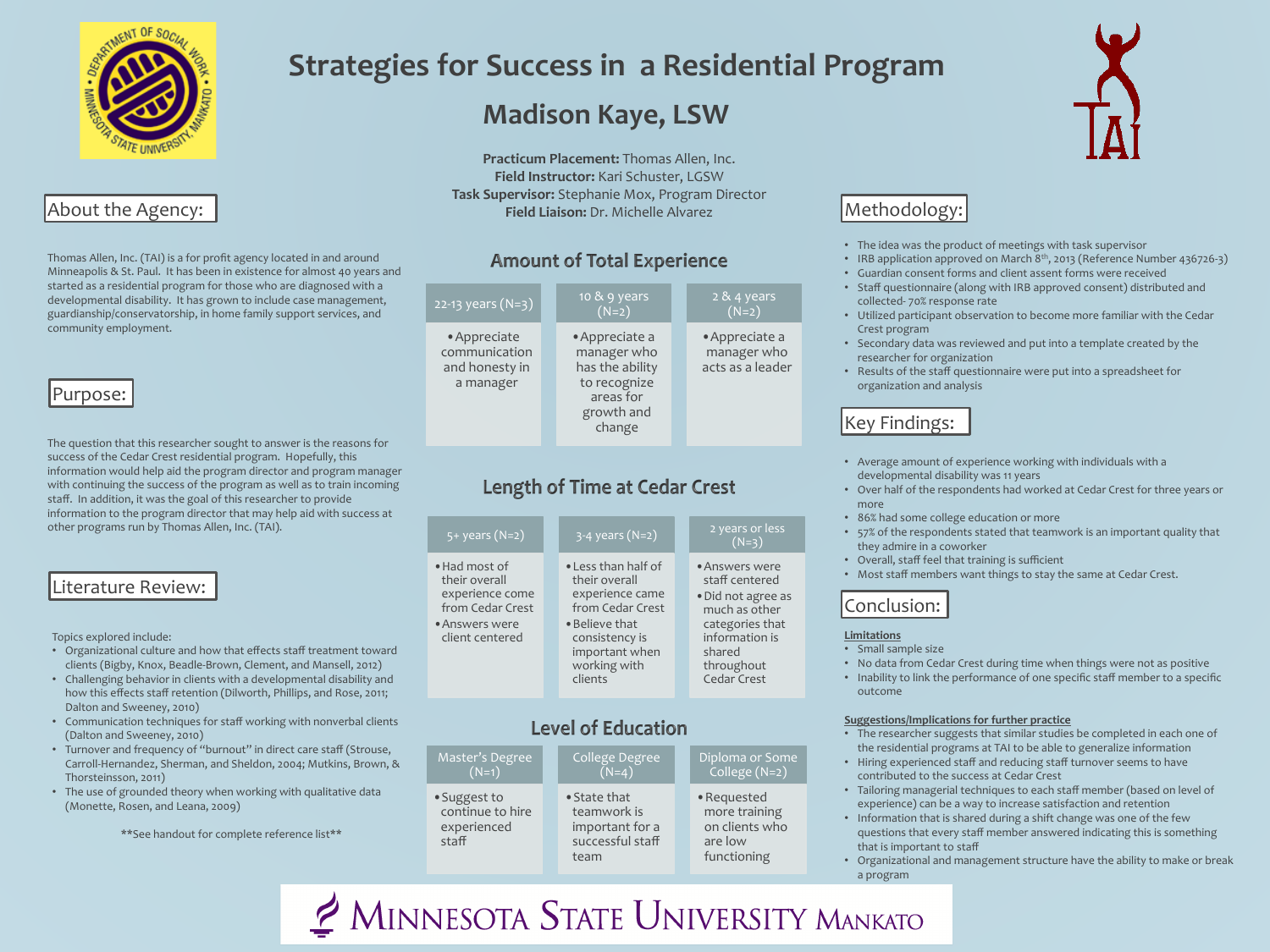# Strategies for Success in a Residential Program

## Madison Kaye, LSW

**Practicum Placement:** Thomas Allen, Inc.
**Field Instructor:** Kari Schuster, LGSW
**Task Supervisor:** Stephanie Mox, Program Director
**Field Liaison:** Dr. Michelle Alvarez

## About the Agency:

Thomas Allen, Inc. (TAI) is a for profit agency located in and around Minneapolis & St. Paul. It has been in existence for almost 40 years and started as a residential program for those who are diagnosed with a developmental disability. It has grown to include case management, guardianship/conservatorship, in home family support services, and community employment.

## Purpose:

The question that this researcher sought to answer is the reasons for success of the Cedar Crest residential program. Hopefully, this information would help aid the program director and program manager with continuing the success of the program as well as to train incoming staff. In addition, it was the goal of this researcher to provide information to the program director that may help aid with success at other programs run by Thomas Allen, Inc. (TAI).

## Literature Review:

Topics explored include:

- Organizational culture and how that effects staff treatment toward clients (Bigby, Knox, Beadle-Brown, Clement, and Mansell, 2012)
- Challenging behavior in clients with a developmental disability and how this effects staff retention (Dilworth, Phillips, and Rose, 2011; Dalton and Sweeney, 2010)
- Communication techniques for staff working with nonverbal clients (Dalton and Sweeney, 2010)
- Turnover and frequency of "burnout" in direct care staff (Strouse, Carroll-Hernandez, Sherman, and Sheldon, 2004; Mutkins, Brown, & Thorsteinsson, 2011)
- The use of grounded theory when working with qualitative data (Monette, Rosen, and Leana, 2009)

**See handout for complete reference list**

## Amount of Total Experience

| 22-13 years (N=3) | 10 & 9 years (N=2) | 2 & 4 years (N=2) |
|---|---|---|
| • Appreciate communication and honesty in a manager | • Appreciate a manager who has the ability to recognize areas for growth and change | • Appreciate a manager who acts as a leader |

## Length of Time at Cedar Crest

| 5+ years (N=2) | 3-4 years (N=2) | 2 years or less (N=3) |
|---|---|---|
| • Had most of their overall experience come from Cedar Crest<br>• Answers were client centered | • Less than half of their overall experience came from Cedar Crest<br>• Believe that consistency is important when working with clients | • Answers were staff centered<br>• Did not agree as much as other categories that information is shared throughout Cedar Crest |

## Level of Education

| Master's Degree (N=1) | College Degree (N=4) | Diploma or Some College (N=2) |
|---|---|---|
| • Suggest to continue to hire experienced staff | • State that teamwork is important for a successful staff team | • Requested more training on clients who are low functioning |

## Methodology:

- The idea was the product of meetings with task supervisor
- IRB application approved on March 8th, 2013 (Reference Number 436726-3)
- Guardian consent forms and client assent forms were received
- Staff questionnaire (along with IRB approved consent) distributed and collected- 70% response rate
- Utilized participant observation to become more familiar with the Cedar Crest program
- Secondary data was reviewed and put into a template created by the researcher for organization
- Results of the staff questionnaire were put into a spreadsheet for organization and analysis

## Key Findings:

- Average amount of experience working with individuals with a developmental disability was 11 years
- Over half of the respondents had worked at Cedar Crest for three years or more
- 86% had some college education or more
- 57% of the respondents stated that teamwork is an important quality that they admire in a coworker
- Overall, staff feel that training is sufficient
- Most staff members want things to stay the same at Cedar Crest.

## Conclusion:

**Limitations**

- Small sample size
- No data from Cedar Crest during time when things were not as positive
- Inability to link the performance of one specific staff member to a specific outcome

**Suggestions/Implications for further practice**

- The researcher suggests that similar studies be completed in each one of the residential programs at TAI to be able to generalize information
- Hiring experienced staff and reducing staff turnover seems to have contributed to the success at Cedar Crest
- Tailoring managerial techniques to each staff member (based on level of experience) can be a way to increase satisfaction and retention
- Information that is shared during a shift change was one of the few questions that every staff member answered indicating this is something that is important to staff
- Organizational and management structure have the ability to make or break a program

Minnesota State University Mankato